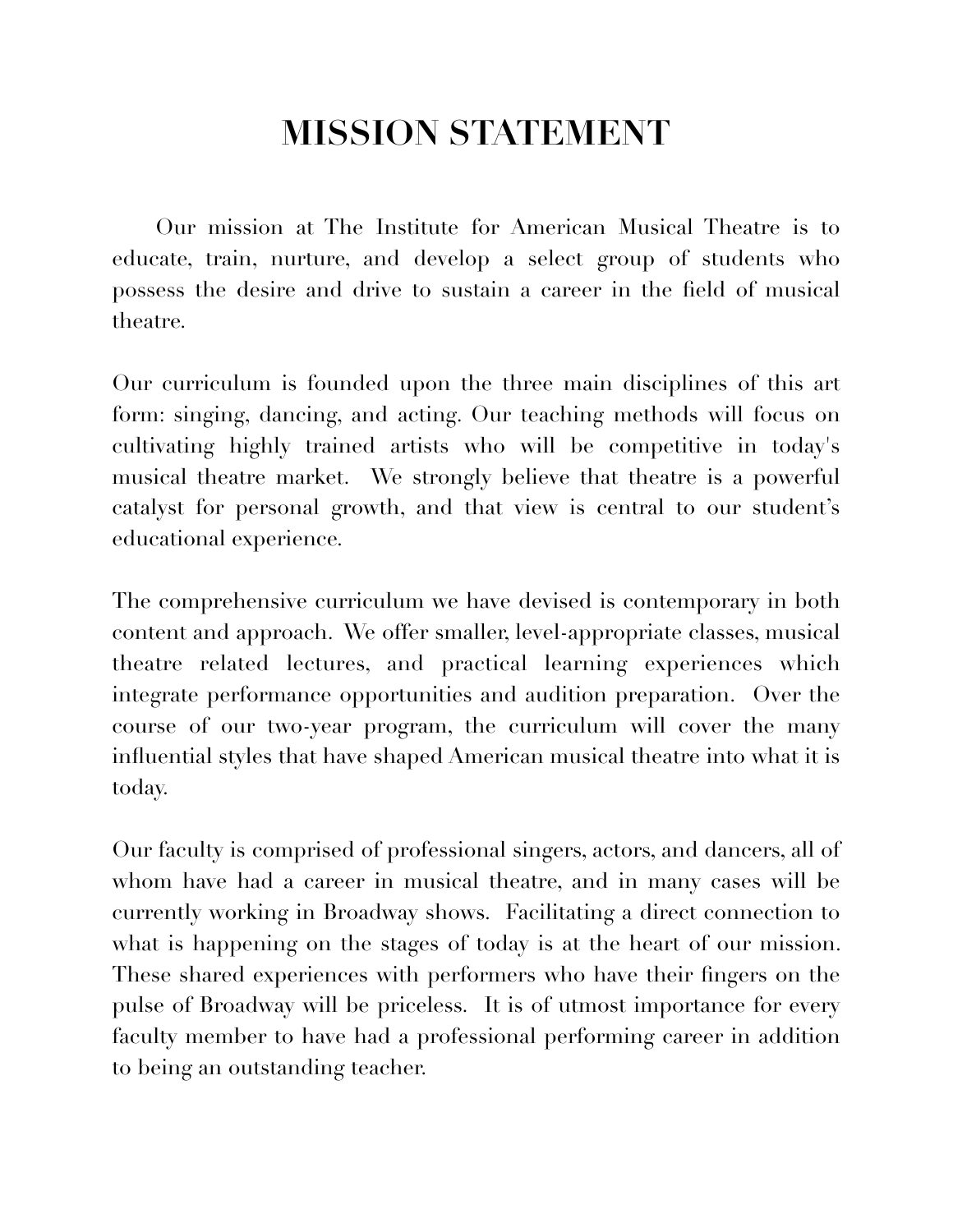# MISSION STATEMENT

Our mission at The Institute for American Musical Theatre is to educate, train, nurture, and develop a select group of students who possess the desire and drive to sustain a career in the field of musical theatre.

Our curriculum is founded upon the three main disciplines of this art form: singing, dancing, and acting. Our teaching methods will focus on cultivating highly trained artists who will be competitive in today's musical theatre market. We strongly believe that theatre is a powerful catalyst for personal growth, and that view is central to our student's educational experience.

The comprehensive curriculum we have devised is contemporary in both content and approach. We offer smaller, level-appropriate classes, musical theatre related lectures, and practical learning experiences which integrate performance opportunities and audition preparation. Over the course of our two-year program, the curriculum will cover the many influential styles that have shaped American musical theatre into what it is today.

Our faculty is comprised of professional singers, actors, and dancers, all of whom have had a career in musical theatre, and in many cases will be currently working in Broadway shows. Facilitating a direct connection to what is happening on the stages of today is at the heart of our mission. These shared experiences with performers who have their fingers on the pulse of Broadway will be priceless. It is of utmost importance for every faculty member to have had a professional performing career in addition to being an outstanding teacher.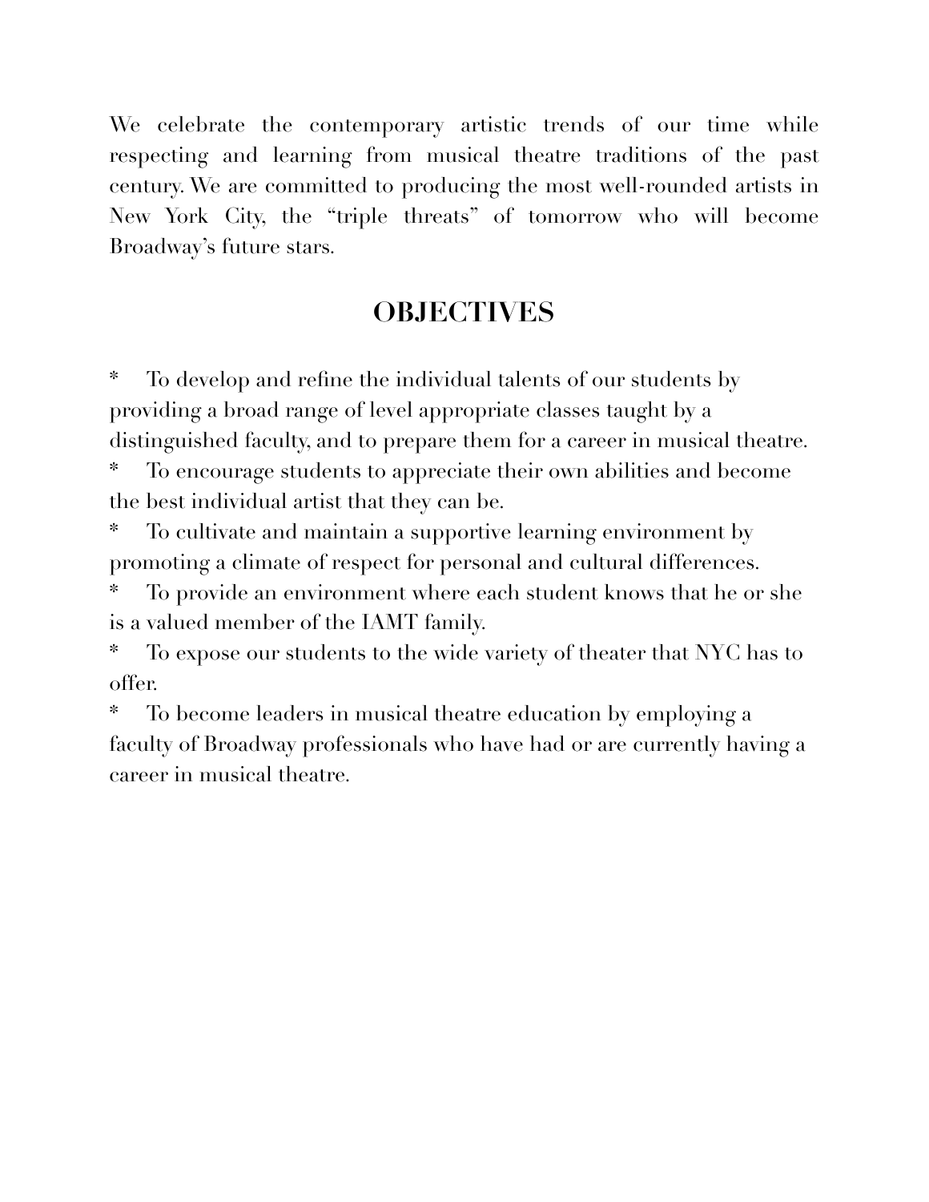We celebrate the contemporary artistic trends of our time while respecting and learning from musical theatre traditions of the past century. We are committed to producing the most well-rounded artists in New York City, the "triple threats" of tomorrow who will become Broadway's future stars.

## OBJECTIVES

* To develop and refine the individual talents of our students by providing a broad range of level appropriate classes taught by a distinguished faculty, and to prepare them for a career in musical theatre.
* To encourage students to appreciate their own abilities and become the best individual artist that they can be.
* To cultivate and maintain a supportive learning environment by promoting a climate of respect for personal and cultural differences.
* To provide an environment where each student knows that he or she is a valued member of the IAMT family.
* To expose our students to the wide variety of theater that NYC has to offer.
* To become leaders in musical theatre education by employing a faculty of Broadway professionals who have had or are currently having a career in musical theatre.